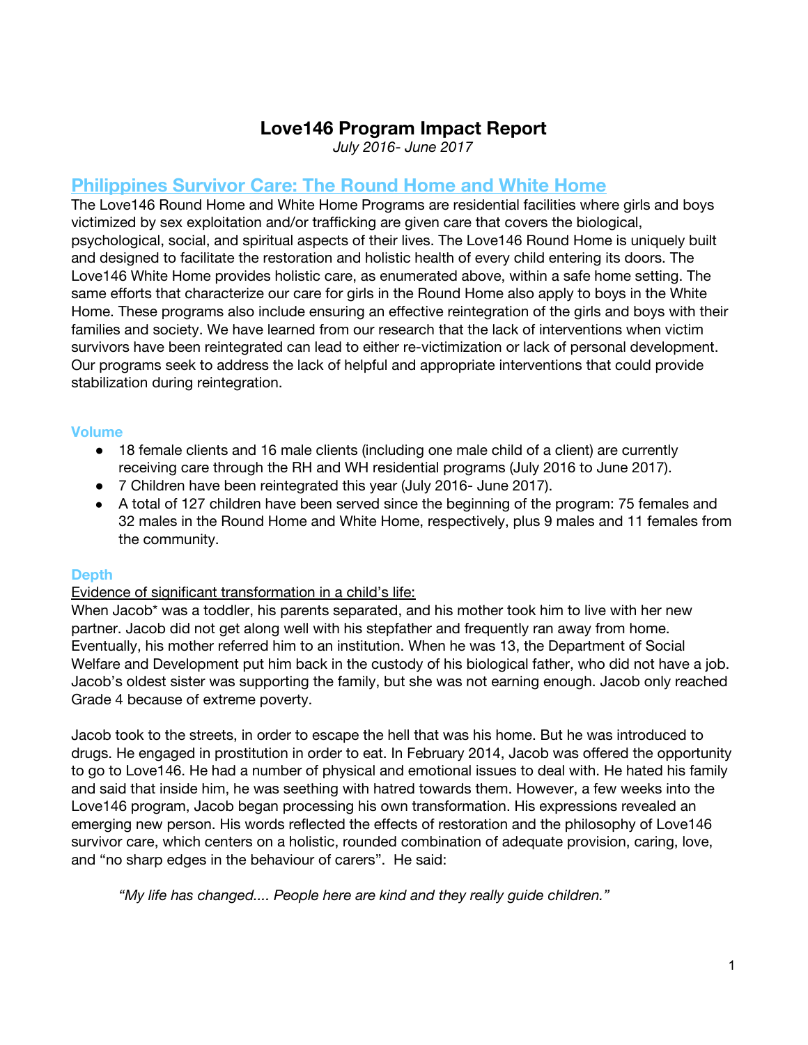# Love146 Program Impact Report

*July 2016- June 2017*

## Philippines Survivor Care: The Round Home and White Home

The Love146 Round Home and White Home Programs are residential facilities where girls and boys victimized by sex exploitation and/or trafficking are given care that covers the biological, psychological, social, and spiritual aspects of their lives. The Love146 Round Home is uniquely built and designed to facilitate the restoration and holistic health of every child entering its doors. The Love146 White Home provides holistic care, as enumerated above, within a safe home setting. The same efforts that characterize our care for girls in the Round Home also apply to boys in the White Home. These programs also include ensuring an effective reintegration of the girls and boys with their families and society. We have learned from our research that the lack of interventions when victim survivors have been reintegrated can lead to either re-victimization or lack of personal development. Our programs seek to address the lack of helpful and appropriate interventions that could provide stabilization during reintegration.

### Volume

- 18 female clients and 16 male clients (including one male child of a client) are currently receiving care through the RH and WH residential programs (July 2016 to June 2017).
- 7 Children have been reintegrated this year (July 2016- June 2017).
- A total of 127 children have been served since the beginning of the program: 75 females and 32 males in the Round Home and White Home, respectively, plus 9 males and 11 females from the community.

### Depth

Evidence of significant transformation in a child's life:

When Jacob* was a toddler, his parents separated, and his mother took him to live with her new partner. Jacob did not get along well with his stepfather and frequently ran away from home. Eventually, his mother referred him to an institution. When he was 13, the Department of Social Welfare and Development put him back in the custody of his biological father, who did not have a job. Jacob's oldest sister was supporting the family, but she was not earning enough. Jacob only reached Grade 4 because of extreme poverty.

Jacob took to the streets, in order to escape the hell that was his home. But he was introduced to drugs. He engaged in prostitution in order to eat. In February 2014, Jacob was offered the opportunity to go to Love146. He had a number of physical and emotional issues to deal with. He hated his family and said that inside him, he was seething with hatred towards them. However, a few weeks into the Love146 program, Jacob began processing his own transformation. His expressions revealed an emerging new person. His words reflected the effects of restoration and the philosophy of Love146 survivor care, which centers on a holistic, rounded combination of adequate provision, caring, love, and "no sharp edges in the behaviour of carers". He said:

> *"My life has changed.... People here are kind and they really guide children."*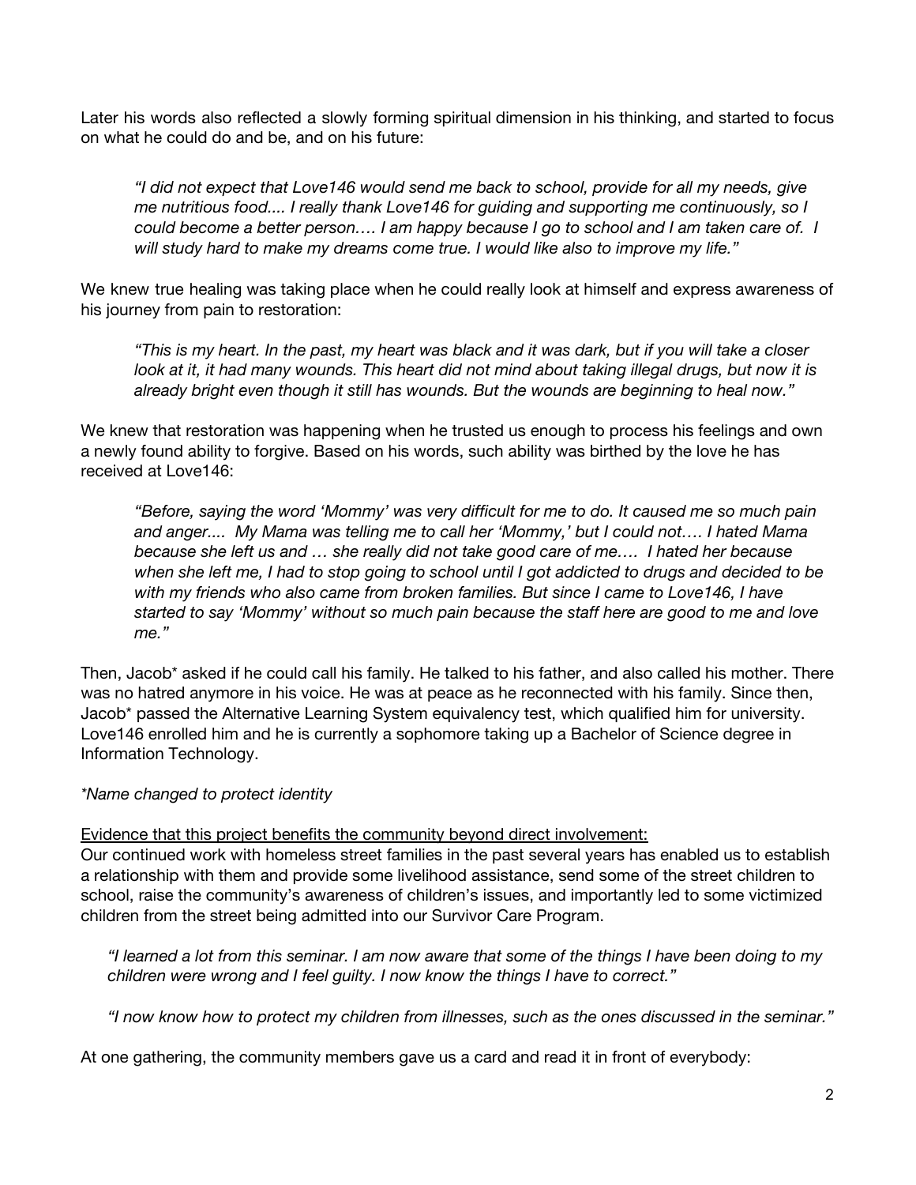Later his words also reflected a slowly forming spiritual dimension in his thinking, and started to focus on what he could do and be, and on his future:

> *"I did not expect that Love146 would send me back to school, provide for all my needs, give me nutritious food.... I really thank Love146 for guiding and supporting me continuously, so I could become a better person…. I am happy because I go to school and I am taken care of. I will study hard to make my dreams come true. I would like also to improve my life."*

We knew true healing was taking place when he could really look at himself and express awareness of his journey from pain to restoration:

> *"This is my heart. In the past, my heart was black and it was dark, but if you will take a closer look at it, it had many wounds. This heart did not mind about taking illegal drugs, but now it is already bright even though it still has wounds. But the wounds are beginning to heal now."*

We knew that restoration was happening when he trusted us enough to process his feelings and own a newly found ability to forgive. Based on his words, such ability was birthed by the love he has received at Love146:

> *"Before, saying the word 'Mommy' was very difficult for me to do. It caused me so much pain and anger.... My Mama was telling me to call her 'Mommy,' but I could not…. I hated Mama because she left us and … she really did not take good care of me…. I hated her because when she left me, I had to stop going to school until I got addicted to drugs and decided to be with my friends who also came from broken families. But since I came to Love146, I have started to say 'Mommy' without so much pain because the staff here are good to me and love me."*

Then, Jacob* asked if he could call his family. He talked to his father, and also called his mother. There was no hatred anymore in his voice. He was at peace as he reconnected with his family. Since then, Jacob* passed the Alternative Learning System equivalency test, which qualified him for university. Love146 enrolled him and he is currently a sophomore taking up a Bachelor of Science degree in Information Technology.

*\*Name changed to protect identity*

<u>Evidence that this project benefits the community beyond direct involvement:</u>
Our continued work with homeless street families in the past several years has enabled us to establish a relationship with them and provide some livelihood assistance, send some of the street children to school, raise the community's awareness of children's issues, and importantly led to some victimized children from the street being admitted into our Survivor Care Program.

> *"I learned a lot from this seminar. I am now aware that some of the things I have been doing to my children were wrong and I feel guilty. I now know the things I have to correct."*

> *"I now know how to protect my children from illnesses, such as the ones discussed in the seminar."*

At one gathering, the community members gave us a card and read it in front of everybody: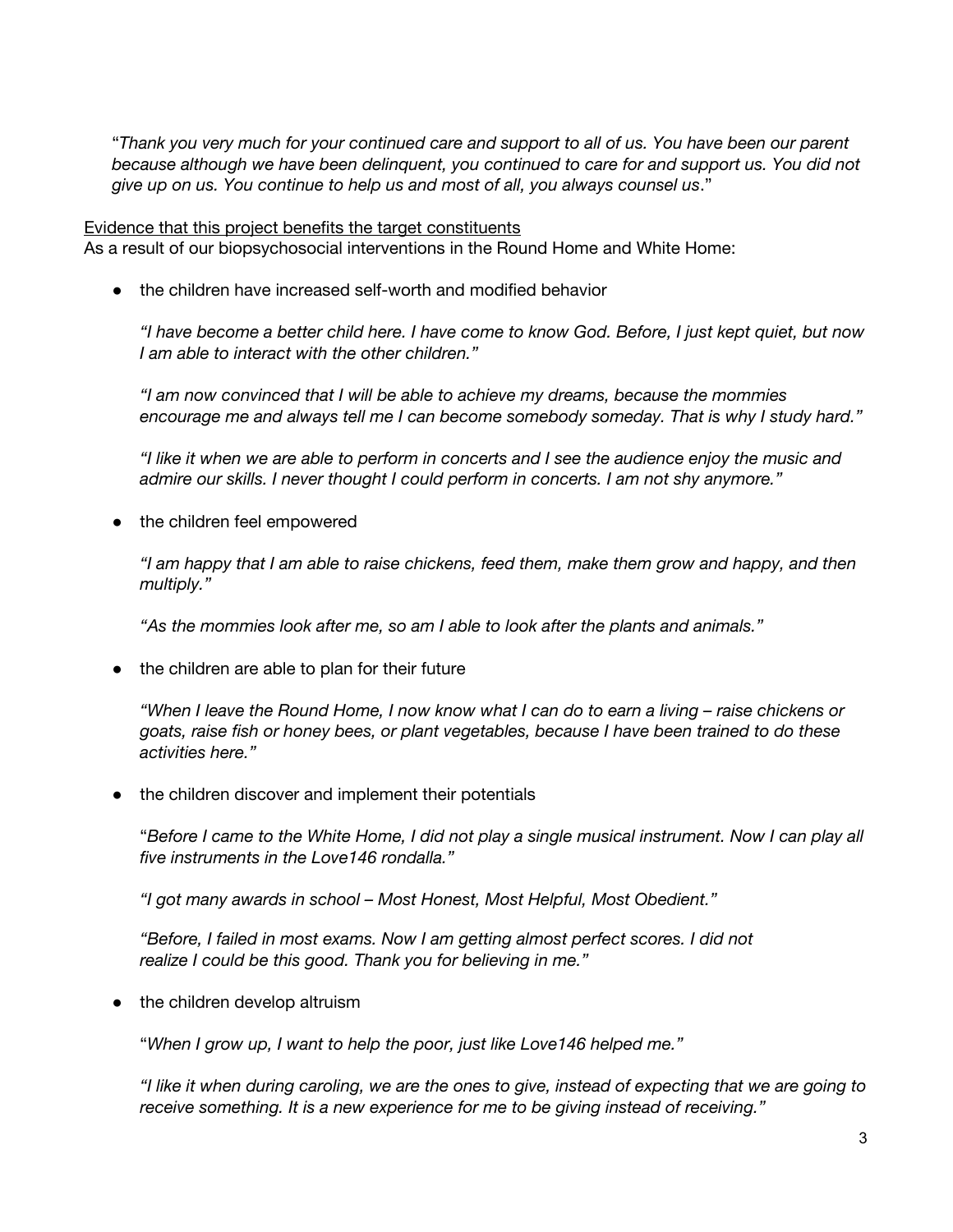"*Thank you very much for your continued care and support to all of us. You have been our parent because although we have been delinquent, you continued to care for and support us. You did not give up on us. You continue to help us and most of all, you always counsel us*."

<u>Evidence that this project benefits the target constituents</u>

As a result of our biopsychosocial interventions in the Round Home and White Home:

- the children have increased self-worth and modified behavior

  *"I have become a better child here. I have come to know God. Before, I just kept quiet, but now I am able to interact with the other children."*

  *"I am now convinced that I will be able to achieve my dreams, because the mommies encourage me and always tell me I can become somebody someday. That is why I study hard."*

  *"I like it when we are able to perform in concerts and I see the audience enjoy the music and admire our skills. I never thought I could perform in concerts. I am not shy anymore."*

- the children feel empowered

  *"I am happy that I am able to raise chickens, feed them, make them grow and happy, and then multiply."*

  *"As the mommies look after me, so am I able to look after the plants and animals."*

- the children are able to plan for their future

  *"When I leave the Round Home, I now know what I can do to earn a living – raise chickens or goats, raise fish or honey bees, or plant vegetables, because I have been trained to do these activities here."*

- the children discover and implement their potentials

  "*Before I came to the White Home, I did not play a single musical instrument. Now I can play all five instruments in the Love146 rondalla."*

  *"I got many awards in school – Most Honest, Most Helpful, Most Obedient."*

  *"Before, I failed in most exams. Now I am getting almost perfect scores. I did not realize I could be this good. Thank you for believing in me."*

- the children develop altruism

  "*When I grow up, I want to help the poor, just like Love146 helped me."*

  *"I like it when during caroling, we are the ones to give, instead of expecting that we are going to receive something. It is a new experience for me to be giving instead of receiving."*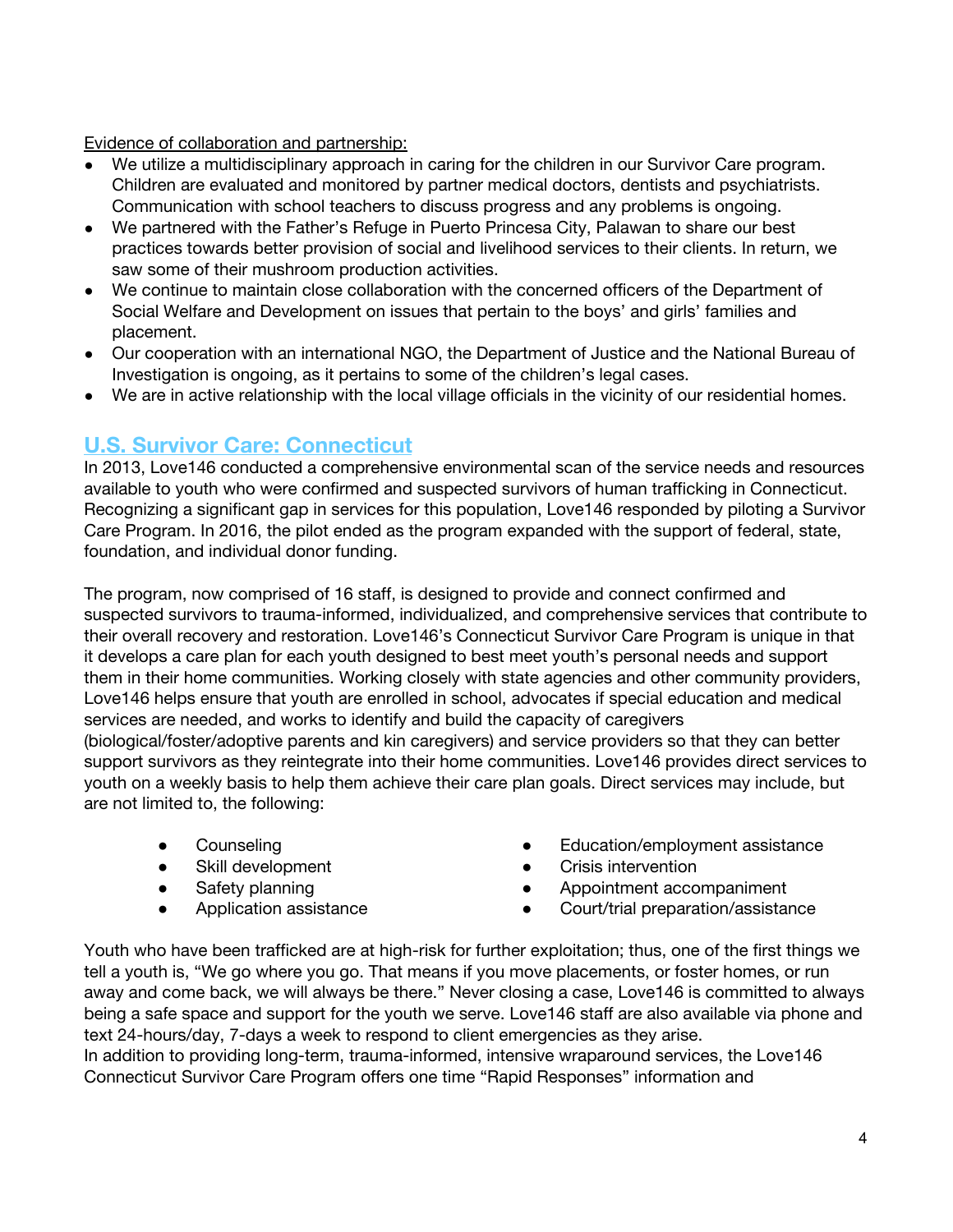Evidence of collaboration and partnership:

- We utilize a multidisciplinary approach in caring for the children in our Survivor Care program. Children are evaluated and monitored by partner medical doctors, dentists and psychiatrists. Communication with school teachers to discuss progress and any problems is ongoing.
- We partnered with the Father's Refuge in Puerto Princesa City, Palawan to share our best practices towards better provision of social and livelihood services to their clients. In return, we saw some of their mushroom production activities.
- We continue to maintain close collaboration with the concerned officers of the Department of Social Welfare and Development on issues that pertain to the boys' and girls' families and placement.
- Our cooperation with an international NGO, the Department of Justice and the National Bureau of Investigation is ongoing, as it pertains to some of the children's legal cases.
- We are in active relationship with the local village officials in the vicinity of our residential homes.

## U.S. Survivor Care: Connecticut

In 2013, Love146 conducted a comprehensive environmental scan of the service needs and resources available to youth who were confirmed and suspected survivors of human trafficking in Connecticut. Recognizing a significant gap in services for this population, Love146 responded by piloting a Survivor Care Program. In 2016, the pilot ended as the program expanded with the support of federal, state, foundation, and individual donor funding.

The program, now comprised of 16 staff, is designed to provide and connect confirmed and suspected survivors to trauma-informed, individualized, and comprehensive services that contribute to their overall recovery and restoration. Love146's Connecticut Survivor Care Program is unique in that it develops a care plan for each youth designed to best meet youth's personal needs and support them in their home communities. Working closely with state agencies and other community providers, Love146 helps ensure that youth are enrolled in school, advocates if special education and medical services are needed, and works to identify and build the capacity of caregivers (biological/foster/adoptive parents and kin caregivers) and service providers so that they can better support survivors as they reintegrate into their home communities. Love146 provides direct services to youth on a weekly basis to help them achieve their care plan goals. Direct services may include, but are not limited to, the following:

- Counseling
- Skill development
- Safety planning
- Application assistance
- Education/employment assistance
- Crisis intervention
- Appointment accompaniment
- Court/trial preparation/assistance

Youth who have been trafficked are at high-risk for further exploitation; thus, one of the first things we tell a youth is, "We go where you go. That means if you move placements, or foster homes, or run away and come back, we will always be there." Never closing a case, Love146 is committed to always being a safe space and support for the youth we serve. Love146 staff are also available via phone and text 24-hours/day, 7-days a week to respond to client emergencies as they arise.
In addition to providing long-term, trauma-informed, intensive wraparound services, the Love146 Connecticut Survivor Care Program offers one time "Rapid Responses" information and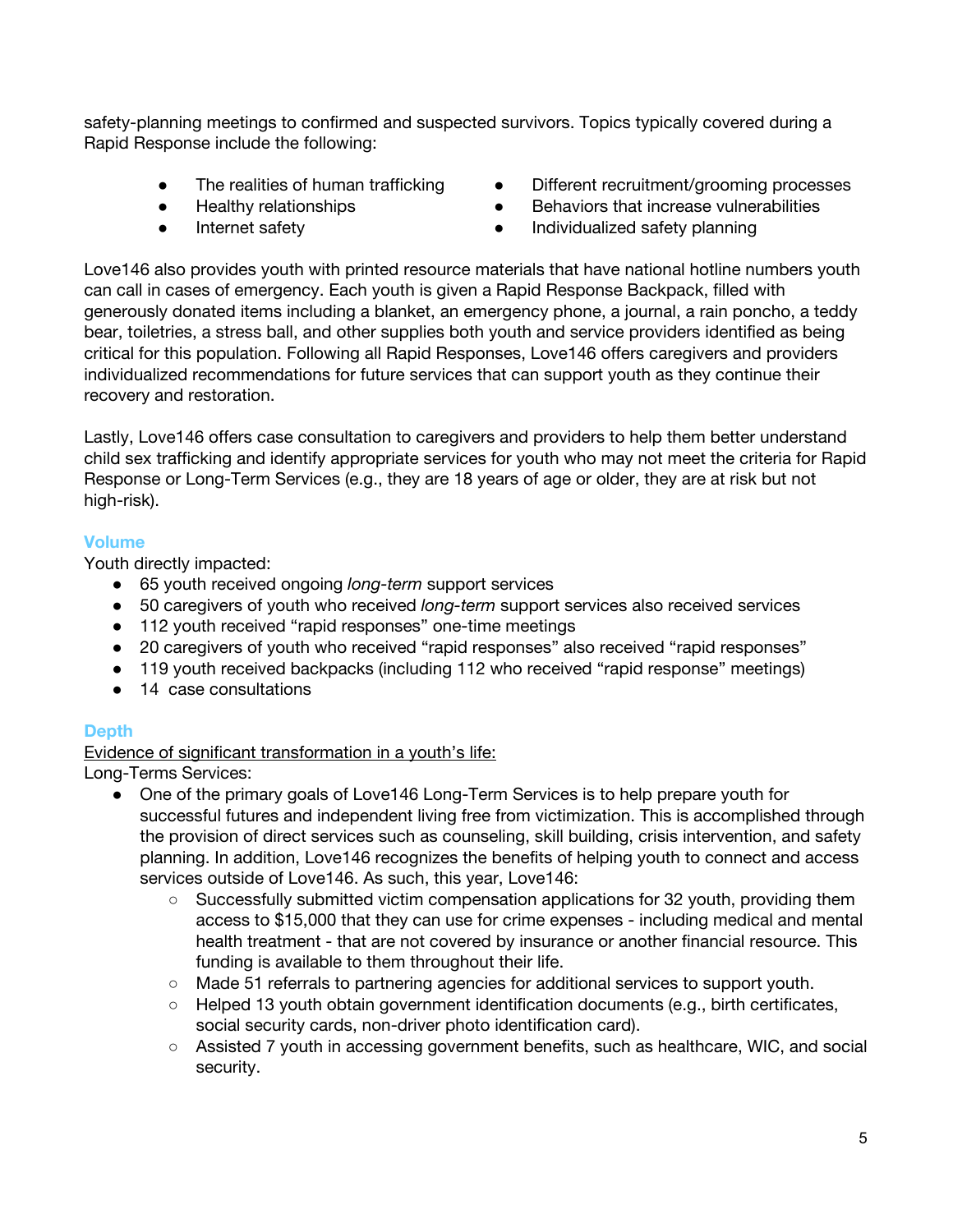safety-planning meetings to confirmed and suspected survivors. Topics typically covered during a Rapid Response include the following:

- The realities of human trafficking
- Healthy relationships
- Internet safety
- Different recruitment/grooming processes
- Behaviors that increase vulnerabilities
- Individualized safety planning

Love146 also provides youth with printed resource materials that have national hotline numbers youth can call in cases of emergency. Each youth is given a Rapid Response Backpack, filled with generously donated items including a blanket, an emergency phone, a journal, a rain poncho, a teddy bear, toiletries, a stress ball, and other supplies both youth and service providers identified as being critical for this population. Following all Rapid Responses, Love146 offers caregivers and providers individualized recommendations for future services that can support youth as they continue their recovery and restoration.

Lastly, Love146 offers case consultation to caregivers and providers to help them better understand child sex trafficking and identify appropriate services for youth who may not meet the criteria for Rapid Response or Long-Term Services (e.g., they are 18 years of age or older, they are at risk but not high-risk).

### Volume

Youth directly impacted:

- 65 youth received ongoing *long-term* support services
- 50 caregivers of youth who received *long-term* support services also received services
- 112 youth received "rapid responses" one-time meetings
- 20 caregivers of youth who received "rapid responses" also received "rapid responses"
- 119 youth received backpacks (including 112 who received "rapid response" meetings)
- 14 case consultations

### Depth

<u>Evidence of significant transformation in a youth's life:</u>

Long-Terms Services:

- One of the primary goals of Love146 Long-Term Services is to help prepare youth for successful futures and independent living free from victimization. This is accomplished through the provision of direct services such as counseling, skill building, crisis intervention, and safety planning. In addition, Love146 recognizes the benefits of helping youth to connect and access services outside of Love146. As such, this year, Love146:
    - Successfully submitted victim compensation applications for 32 youth, providing them access to $15,000 that they can use for crime expenses - including medical and mental health treatment - that are not covered by insurance or another financial resource. This funding is available to them throughout their life.
    - Made 51 referrals to partnering agencies for additional services to support youth.
    - Helped 13 youth obtain government identification documents (e.g., birth certificates, social security cards, non-driver photo identification card).
    - Assisted 7 youth in accessing government benefits, such as healthcare, WIC, and social security.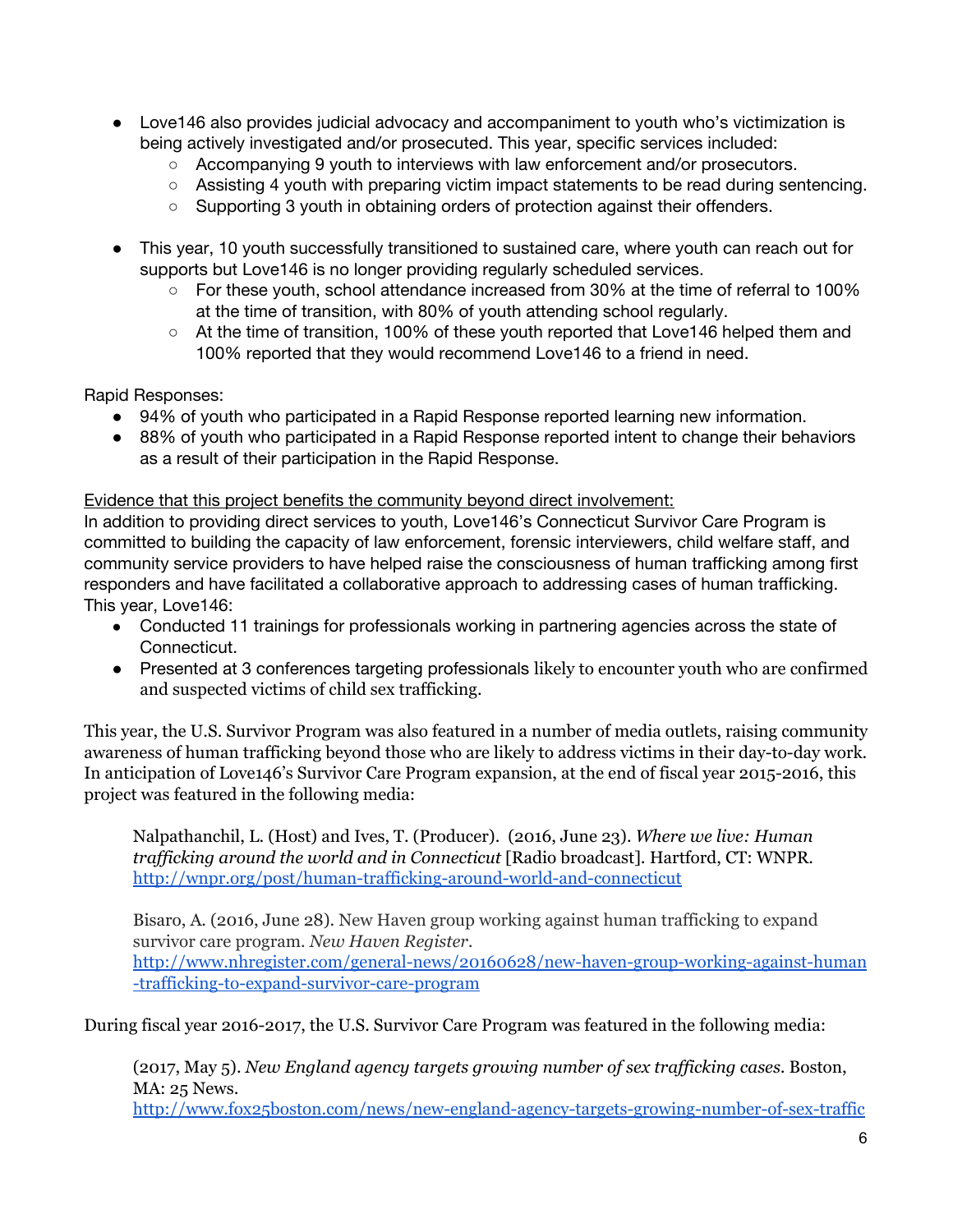- Love146 also provides judicial advocacy and accompaniment to youth who's victimization is being actively investigated and/or prosecuted. This year, specific services included:
  - Accompanying 9 youth to interviews with law enforcement and/or prosecutors.
  - Assisting 4 youth with preparing victim impact statements to be read during sentencing.
  - Supporting 3 youth in obtaining orders of protection against their offenders.

- This year, 10 youth successfully transitioned to sustained care, where youth can reach out for supports but Love146 is no longer providing regularly scheduled services.
  - For these youth, school attendance increased from 30% at the time of referral to 100% at the time of transition, with 80% of youth attending school regularly.
  - At the time of transition, 100% of these youth reported that Love146 helped them and 100% reported that they would recommend Love146 to a friend in need.

Rapid Responses:

- 94% of youth who participated in a Rapid Response reported learning new information.
- 88% of youth who participated in a Rapid Response reported intent to change their behaviors as a result of their participation in the Rapid Response.

Evidence that this project benefits the community beyond direct involvement:

In addition to providing direct services to youth, Love146's Connecticut Survivor Care Program is committed to building the capacity of law enforcement, forensic interviewers, child welfare staff, and community service providers to have helped raise the consciousness of human trafficking among first responders and have facilitated a collaborative approach to addressing cases of human trafficking. This year, Love146:

- Conducted 11 trainings for professionals working in partnering agencies across the state of Connecticut.
- Presented at 3 conferences targeting professionals likely to encounter youth who are confirmed and suspected victims of child sex trafficking.

This year, the U.S. Survivor Program was also featured in a number of media outlets, raising community awareness of human trafficking beyond those who are likely to address victims in their day-to-day work. In anticipation of Love146's Survivor Care Program expansion, at the end of fiscal year 2015-2016, this project was featured in the following media:

> Nalpathanchil, L. (Host) and Ives, T. (Producer). (2016, June 23). *Where we live: Human trafficking around the world and in Connecticut* [Radio broadcast]. Hartford, CT: WNPR. http://wnpr.org/post/human-trafficking-around-world-and-connecticut

> Bisaro, A. (2016, June 28). New Haven group working against human trafficking to expand survivor care program. *New Haven Register*. http://www.nhregister.com/general-news/20160628/new-haven-group-working-against-human-trafficking-to-expand-survivor-care-program

During fiscal year 2016-2017, the U.S. Survivor Care Program was featured in the following media:

> (2017, May 5). *New England agency targets growing number of sex trafficking cases*. Boston, MA: 25 News. http://www.fox25boston.com/news/new-england-agency-targets-growing-number-of-sex-traffic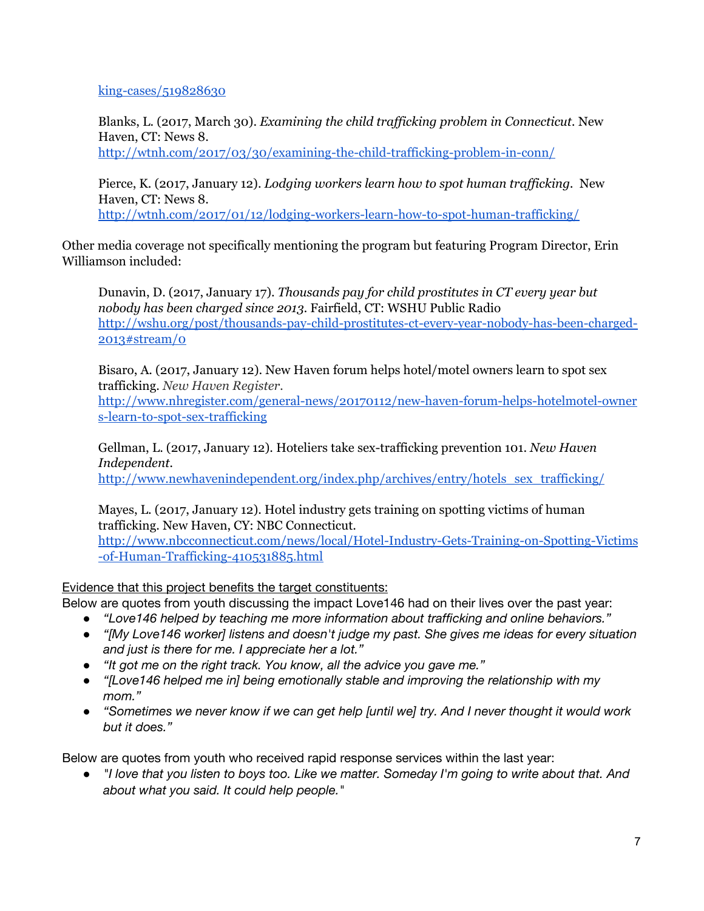king-cases/519828630

Blanks, L. (2017, March 30). *Examining the child trafficking problem in Connecticut*. New Haven, CT: News 8.
http://wtnh.com/2017/03/30/examining-the-child-trafficking-problem-in-conn/

Pierce, K. (2017, January 12). *Lodging workers learn how to spot human trafficking*. New Haven, CT: News 8.
http://wtnh.com/2017/01/12/lodging-workers-learn-how-to-spot-human-trafficking/

Other media coverage not specifically mentioning the program but featuring Program Director, Erin Williamson included:

Dunavin, D. (2017, January 17). *Thousands pay for child prostitutes in CT every year but nobody has been charged since 2013*. Fairfield, CT: WSHU Public Radio
http://wshu.org/post/thousands-pay-child-prostitutes-ct-every-year-nobody-has-been-charged-2013#stream/0

Bisaro, A. (2017, January 12). New Haven forum helps hotel/motel owners learn to spot sex trafficking. *New Haven Register*.
http://www.nhregister.com/general-news/20170112/new-haven-forum-helps-hotelmotel-owners-learn-to-spot-sex-trafficking

Gellman, L. (2017, January 12). Hoteliers take sex-trafficking prevention 101. *New Haven Independent*.
http://www.newhavenindependent.org/index.php/archives/entry/hotels_sex_trafficking/

Mayes, L. (2017, January 12). Hotel industry gets training on spotting victims of human trafficking. New Haven, CY: NBC Connecticut.
http://www.nbcconnecticut.com/news/local/Hotel-Industry-Gets-Training-on-Spotting-Victims-of-Human-Trafficking-410531885.html

Evidence that this project benefits the target constituents:

Below are quotes from youth discussing the impact Love146 had on their lives over the past year:

- *"Love146 helped by teaching me more information about trafficking and online behaviors."*
- *"[My Love146 worker] listens and doesn't judge my past. She gives me ideas for every situation and just is there for me. I appreciate her a lot."*
- *"It got me on the right track. You know, all the advice you gave me."*
- *"[Love146 helped me in] being emotionally stable and improving the relationship with my mom."*
- *"Sometimes we never know if we can get help [until we] try. And I never thought it would work but it does."*

Below are quotes from youth who received rapid response services within the last year:

- *"I love that you listen to boys too. Like we matter. Someday I'm going to write about that. And about what you said. It could help people."*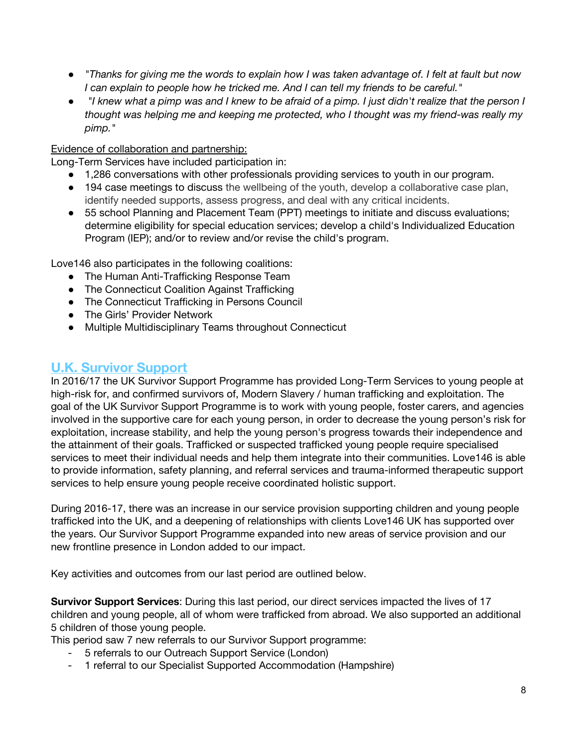- *"Thanks for giving me the words to explain how I was taken advantage of. I felt at fault but now I can explain to people how he tricked me. And I can tell my friends to be careful."*
- *"I knew what a pimp was and I knew to be afraid of a pimp. I just didn't realize that the person I thought was helping me and keeping me protected, who I thought was my friend-was really my pimp."*

Evidence of collaboration and partnership:

Long-Term Services have included participation in:

- 1,286 conversations with other professionals providing services to youth in our program.
- 194 case meetings to discuss the wellbeing of the youth, develop a collaborative case plan, identify needed supports, assess progress, and deal with any critical incidents.
- 55 school Planning and Placement Team (PPT) meetings to initiate and discuss evaluations; determine eligibility for special education services; develop a child's Individualized Education Program (IEP); and/or to review and/or revise the child's program.

Love146 also participates in the following coalitions:

- The Human Anti-Trafficking Response Team
- The Connecticut Coalition Against Trafficking
- The Connecticut Trafficking in Persons Council
- The Girls' Provider Network
- Multiple Multidisciplinary Teams throughout Connecticut

## U.K. Survivor Support

In 2016/17 the UK Survivor Support Programme has provided Long-Term Services to young people at high-risk for, and confirmed survivors of, Modern Slavery / human trafficking and exploitation. The goal of the UK Survivor Support Programme is to work with young people, foster carers, and agencies involved in the supportive care for each young person, in order to decrease the young person's risk for exploitation, increase stability, and help the young person's progress towards their independence and the attainment of their goals. Trafficked or suspected trafficked young people require specialised services to meet their individual needs and help them integrate into their communities. Love146 is able to provide information, safety planning, and referral services and trauma-informed therapeutic support services to help ensure young people receive coordinated holistic support.

During 2016-17, there was an increase in our service provision supporting children and young people trafficked into the UK, and a deepening of relationships with clients Love146 UK has supported over the years. Our Survivor Support Programme expanded into new areas of service provision and our new frontline presence in London added to our impact.

Key activities and outcomes from our last period are outlined below.

**Survivor Support Services**: During this last period, our direct services impacted the lives of 17 children and young people, all of whom were trafficked from abroad. We also supported an additional 5 children of those young people.

This period saw 7 new referrals to our Survivor Support programme:

- 5 referrals to our Outreach Support Service (London)
- 1 referral to our Specialist Supported Accommodation (Hampshire)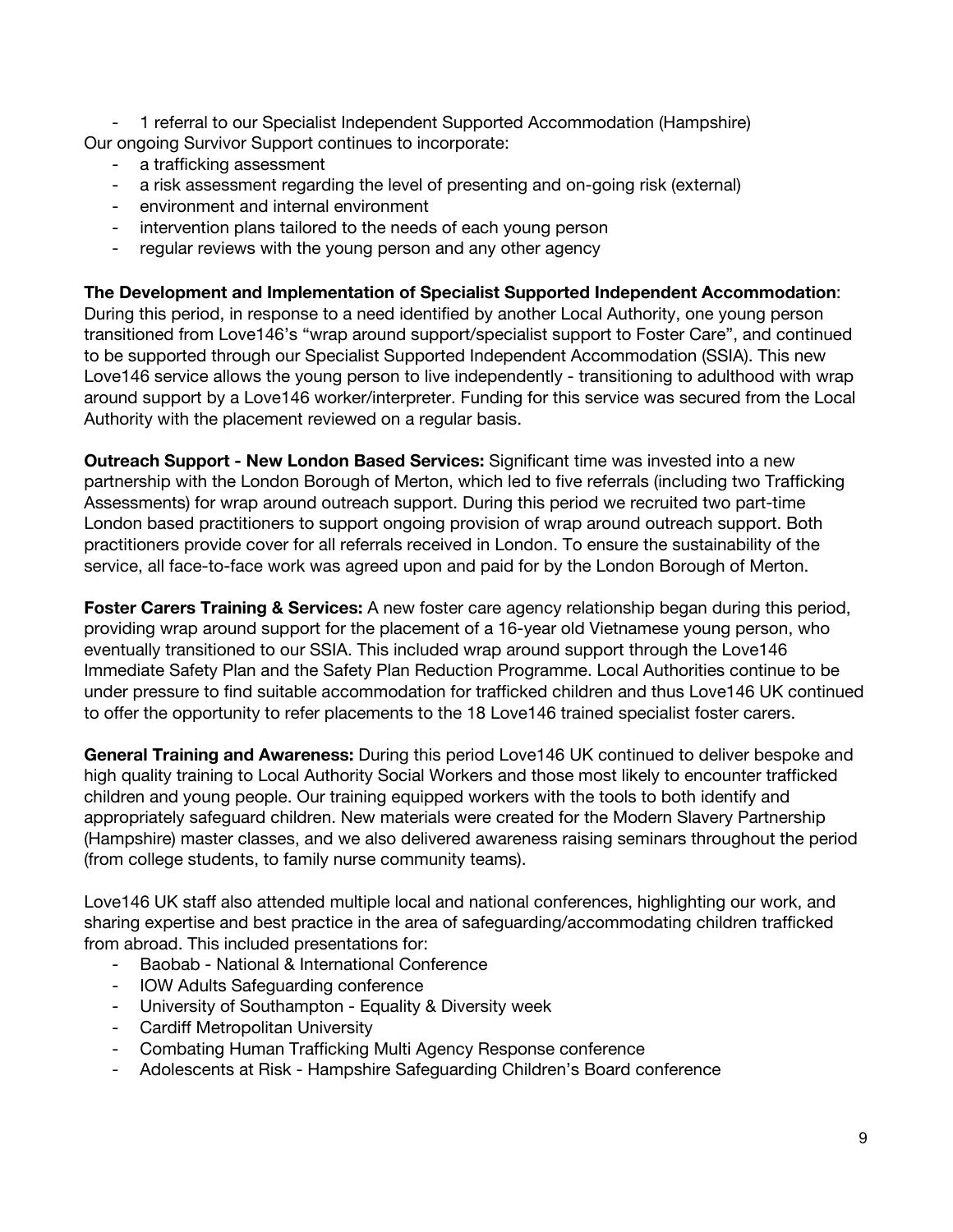- 1 referral to our Specialist Independent Supported Accommodation (Hampshire)

Our ongoing Survivor Support continues to incorporate:

- a trafficking assessment
- a risk assessment regarding the level of presenting and on-going risk (external)
- environment and internal environment
- intervention plans tailored to the needs of each young person
- regular reviews with the young person and any other agency

**The Development and Implementation of Specialist Supported Independent Accommodation**: During this period, in response to a need identified by another Local Authority, one young person transitioned from Love146's "wrap around support/specialist support to Foster Care", and continued to be supported through our Specialist Supported Independent Accommodation (SSIA). This new Love146 service allows the young person to live independently - transitioning to adulthood with wrap around support by a Love146 worker/interpreter. Funding for this service was secured from the Local Authority with the placement reviewed on a regular basis.

**Outreach Support - New London Based Services:** Significant time was invested into a new partnership with the London Borough of Merton, which led to five referrals (including two Trafficking Assessments) for wrap around outreach support. During this period we recruited two part-time London based practitioners to support ongoing provision of wrap around outreach support. Both practitioners provide cover for all referrals received in London. To ensure the sustainability of the service, all face-to-face work was agreed upon and paid for by the London Borough of Merton.

**Foster Carers Training & Services:** A new foster care agency relationship began during this period, providing wrap around support for the placement of a 16-year old Vietnamese young person, who eventually transitioned to our SSIA. This included wrap around support through the Love146 Immediate Safety Plan and the Safety Plan Reduction Programme. Local Authorities continue to be under pressure to find suitable accommodation for trafficked children and thus Love146 UK continued to offer the opportunity to refer placements to the 18 Love146 trained specialist foster carers.

**General Training and Awareness:** During this period Love146 UK continued to deliver bespoke and high quality training to Local Authority Social Workers and those most likely to encounter trafficked children and young people. Our training equipped workers with the tools to both identify and appropriately safeguard children. New materials were created for the Modern Slavery Partnership (Hampshire) master classes, and we also delivered awareness raising seminars throughout the period (from college students, to family nurse community teams).

Love146 UK staff also attended multiple local and national conferences, highlighting our work, and sharing expertise and best practice in the area of safeguarding/accommodating children trafficked from abroad. This included presentations for:

- Baobab - National & International Conference
- IOW Adults Safeguarding conference
- University of Southampton - Equality & Diversity week
- Cardiff Metropolitan University
- Combating Human Trafficking Multi Agency Response conference
- Adolescents at Risk - Hampshire Safeguarding Children's Board conference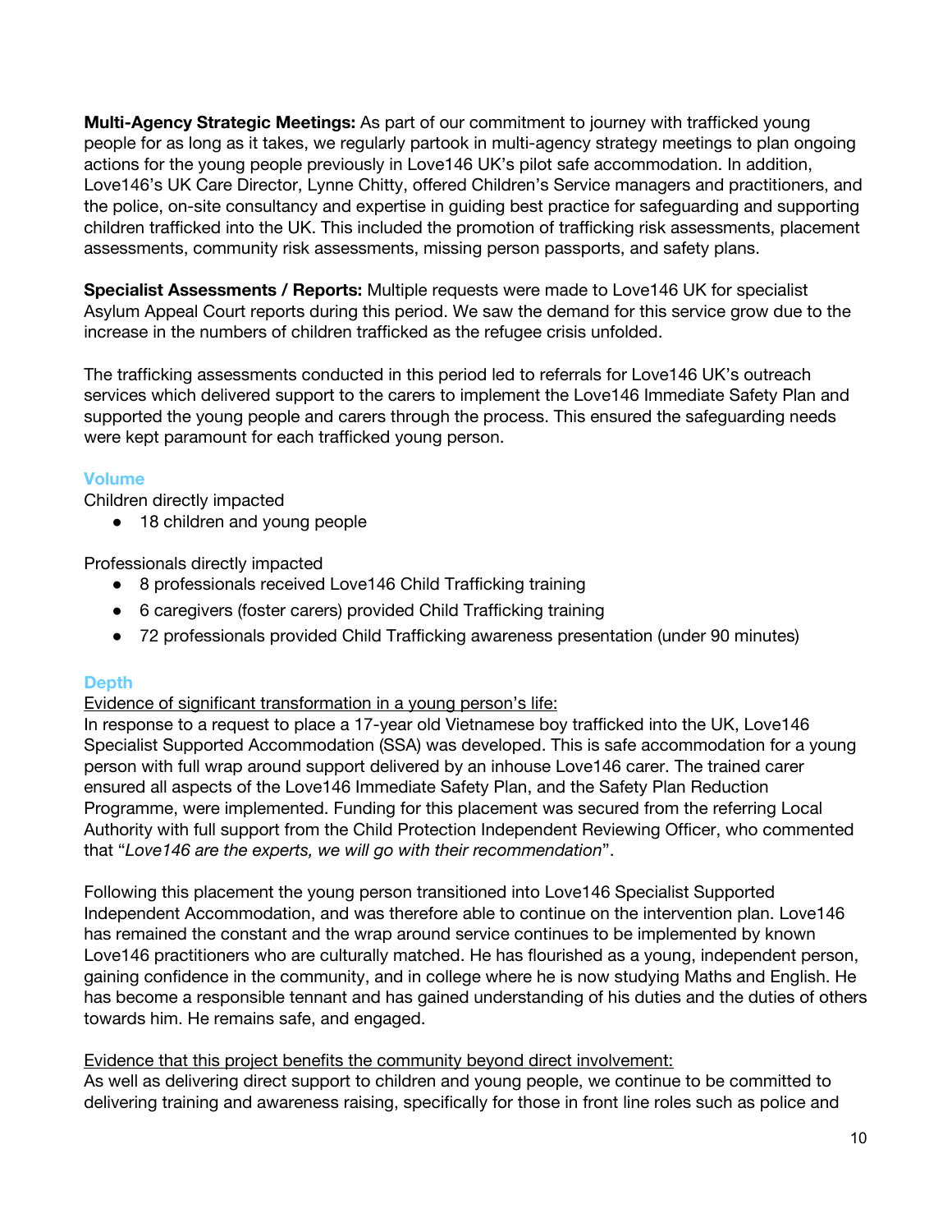**Multi-Agency Strategic Meetings:** As part of our commitment to journey with trafficked young people for as long as it takes, we regularly partook in multi-agency strategy meetings to plan ongoing actions for the young people previously in Love146 UK's pilot safe accommodation. In addition, Love146's UK Care Director, Lynne Chitty, offered Children's Service managers and practitioners, and the police, on-site consultancy and expertise in guiding best practice for safeguarding and supporting children trafficked into the UK. This included the promotion of trafficking risk assessments, placement assessments, community risk assessments, missing person passports, and safety plans.

**Specialist Assessments / Reports:** Multiple requests were made to Love146 UK for specialist Asylum Appeal Court reports during this period. We saw the demand for this service grow due to the increase in the numbers of children trafficked as the refugee crisis unfolded.

The trafficking assessments conducted in this period led to referrals for Love146 UK's outreach services which delivered support to the carers to implement the Love146 Immediate Safety Plan and supported the young people and carers through the process. This ensured the safeguarding needs were kept paramount for each trafficked young person.

### Volume

Children directly impacted

- 18 children and young people

Professionals directly impacted

- 8 professionals received Love146 Child Trafficking training
- 6 caregivers (foster carers) provided Child Trafficking training
- 72 professionals provided Child Trafficking awareness presentation (under 90 minutes)

### Depth

<u>Evidence of significant transformation in a young person's life:</u>

In response to a request to place a 17-year old Vietnamese boy trafficked into the UK, Love146 Specialist Supported Accommodation (SSA) was developed. This is safe accommodation for a young person with full wrap around support delivered by an inhouse Love146 carer. The trained carer ensured all aspects of the Love146 Immediate Safety Plan, and the Safety Plan Reduction Programme, were implemented. Funding for this placement was secured from the referring Local Authority with full support from the Child Protection Independent Reviewing Officer, who commented that "*Love146 are the experts, we will go with their recommendation*".

Following this placement the young person transitioned into Love146 Specialist Supported Independent Accommodation, and was therefore able to continue on the intervention plan. Love146 has remained the constant and the wrap around service continues to be implemented by known Love146 practitioners who are culturally matched. He has flourished as a young, independent person, gaining confidence in the community, and in college where he is now studying Maths and English. He has become a responsible tennant and has gained understanding of his duties and the duties of others towards him. He remains safe, and engaged.

<u>Evidence that this project benefits the community beyond direct involvement:</u>

As well as delivering direct support to children and young people, we continue to be committed to delivering training and awareness raising, specifically for those in front line roles such as police and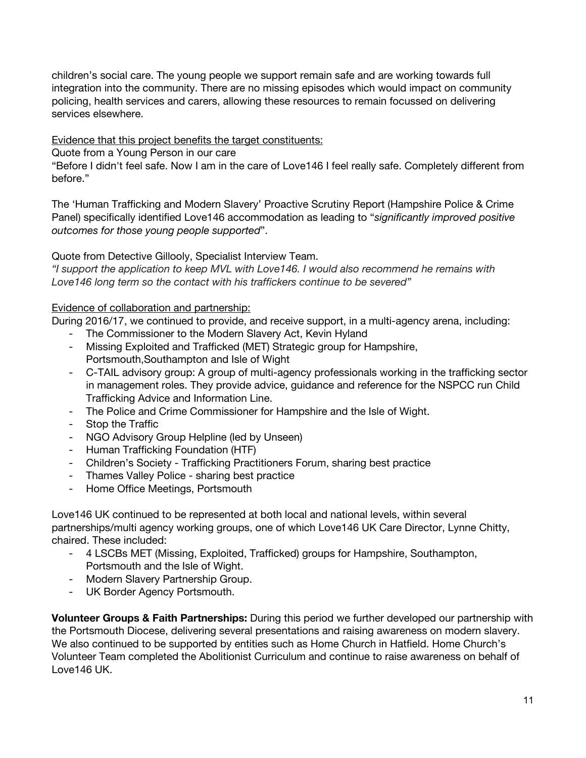children's social care. The young people we support remain safe and are working towards full integration into the community. There are no missing episodes which would impact on community policing, health services and carers, allowing these resources to remain focussed on delivering services elsewhere.

<u>Evidence that this project benefits the target constituents:</u>

Quote from a Young Person in our care

"Before I didn't feel safe. Now I am in the care of Love146 I feel really safe. Completely different from before."

The 'Human Trafficking and Modern Slavery' Proactive Scrutiny Report (Hampshire Police & Crime Panel) specifically identified Love146 accommodation as leading to "*significantly improved positive outcomes for those young people supported*".

Quote from Detective Gillooly, Specialist Interview Team.

*"I support the application to keep MVL with Love146. I would also recommend he remains with Love146 long term so the contact with his traffickers continue to be severed"*

<u>Evidence of collaboration and partnership:</u>

During 2016/17, we continued to provide, and receive support, in a multi-agency arena, including:

- The Commissioner to the Modern Slavery Act, Kevin Hyland
- Missing Exploited and Trafficked (MET) Strategic group for Hampshire, Portsmouth,Southampton and Isle of Wight
- C-TAIL advisory group: A group of multi-agency professionals working in the trafficking sector in management roles. They provide advice, guidance and reference for the NSPCC run Child Trafficking Advice and Information Line.
- The Police and Crime Commissioner for Hampshire and the Isle of Wight.
- Stop the Traffic
- NGO Advisory Group Helpline (led by Unseen)
- Human Trafficking Foundation (HTF)
- Children's Society - Trafficking Practitioners Forum, sharing best practice
- Thames Valley Police - sharing best practice
- Home Office Meetings, Portsmouth

Love146 UK continued to be represented at both local and national levels, within several partnerships/multi agency working groups, one of which Love146 UK Care Director, Lynne Chitty, chaired. These included:

- 4 LSCBs MET (Missing, Exploited, Trafficked) groups for Hampshire, Southampton, Portsmouth and the Isle of Wight.
- Modern Slavery Partnership Group.
- UK Border Agency Portsmouth.

**Volunteer Groups & Faith Partnerships:** During this period we further developed our partnership with the Portsmouth Diocese, delivering several presentations and raising awareness on modern slavery. We also continued to be supported by entities such as Home Church in Hatfield. Home Church's Volunteer Team completed the Abolitionist Curriculum and continue to raise awareness on behalf of Love146 UK.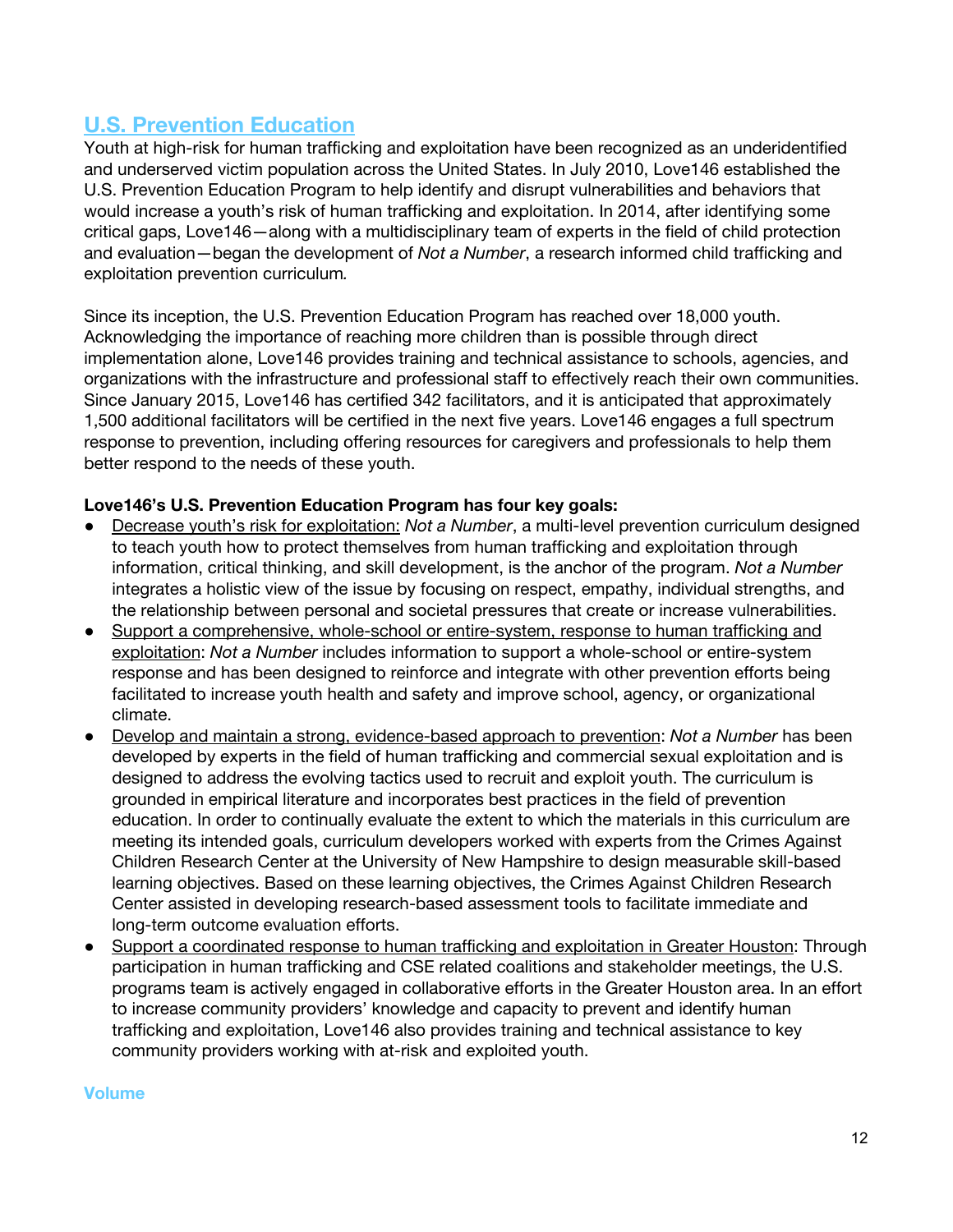## U.S. Prevention Education

Youth at high-risk for human trafficking and exploitation have been recognized as an underidentified and underserved victim population across the United States. In July 2010, Love146 established the U.S. Prevention Education Program to help identify and disrupt vulnerabilities and behaviors that would increase a youth's risk of human trafficking and exploitation. In 2014, after identifying some critical gaps, Love146—along with a multidisciplinary team of experts in the field of child protection and evaluation—began the development of *Not a Number*, a research informed child trafficking and exploitation prevention curriculum.

Since its inception, the U.S. Prevention Education Program has reached over 18,000 youth. Acknowledging the importance of reaching more children than is possible through direct implementation alone, Love146 provides training and technical assistance to schools, agencies, and organizations with the infrastructure and professional staff to effectively reach their own communities. Since January 2015, Love146 has certified 342 facilitators, and it is anticipated that approximately 1,500 additional facilitators will be certified in the next five years. Love146 engages a full spectrum response to prevention, including offering resources for caregivers and professionals to help them better respond to the needs of these youth.

**Love146's U.S. Prevention Education Program has four key goals:**

- Decrease youth's risk for exploitation: *Not a Number*, a multi-level prevention curriculum designed to teach youth how to protect themselves from human trafficking and exploitation through information, critical thinking, and skill development, is the anchor of the program. *Not a Number* integrates a holistic view of the issue by focusing on respect, empathy, individual strengths, and the relationship between personal and societal pressures that create or increase vulnerabilities.
- Support a comprehensive, whole-school or entire-system, response to human trafficking and exploitation: *Not a Number* includes information to support a whole-school or entire-system response and has been designed to reinforce and integrate with other prevention efforts being facilitated to increase youth health and safety and improve school, agency, or organizational climate.
- Develop and maintain a strong, evidence-based approach to prevention: *Not a Number* has been developed by experts in the field of human trafficking and commercial sexual exploitation and is designed to address the evolving tactics used to recruit and exploit youth. The curriculum is grounded in empirical literature and incorporates best practices in the field of prevention education. In order to continually evaluate the extent to which the materials in this curriculum are meeting its intended goals, curriculum developers worked with experts from the Crimes Against Children Research Center at the University of New Hampshire to design measurable skill-based learning objectives. Based on these learning objectives, the Crimes Against Children Research Center assisted in developing research-based assessment tools to facilitate immediate and long-term outcome evaluation efforts.
- Support a coordinated response to human trafficking and exploitation in Greater Houston: Through participation in human trafficking and CSE related coalitions and stakeholder meetings, the U.S. programs team is actively engaged in collaborative efforts in the Greater Houston area. In an effort to increase community providers' knowledge and capacity to prevent and identify human trafficking and exploitation, Love146 also provides training and technical assistance to key community providers working with at-risk and exploited youth.

### Volume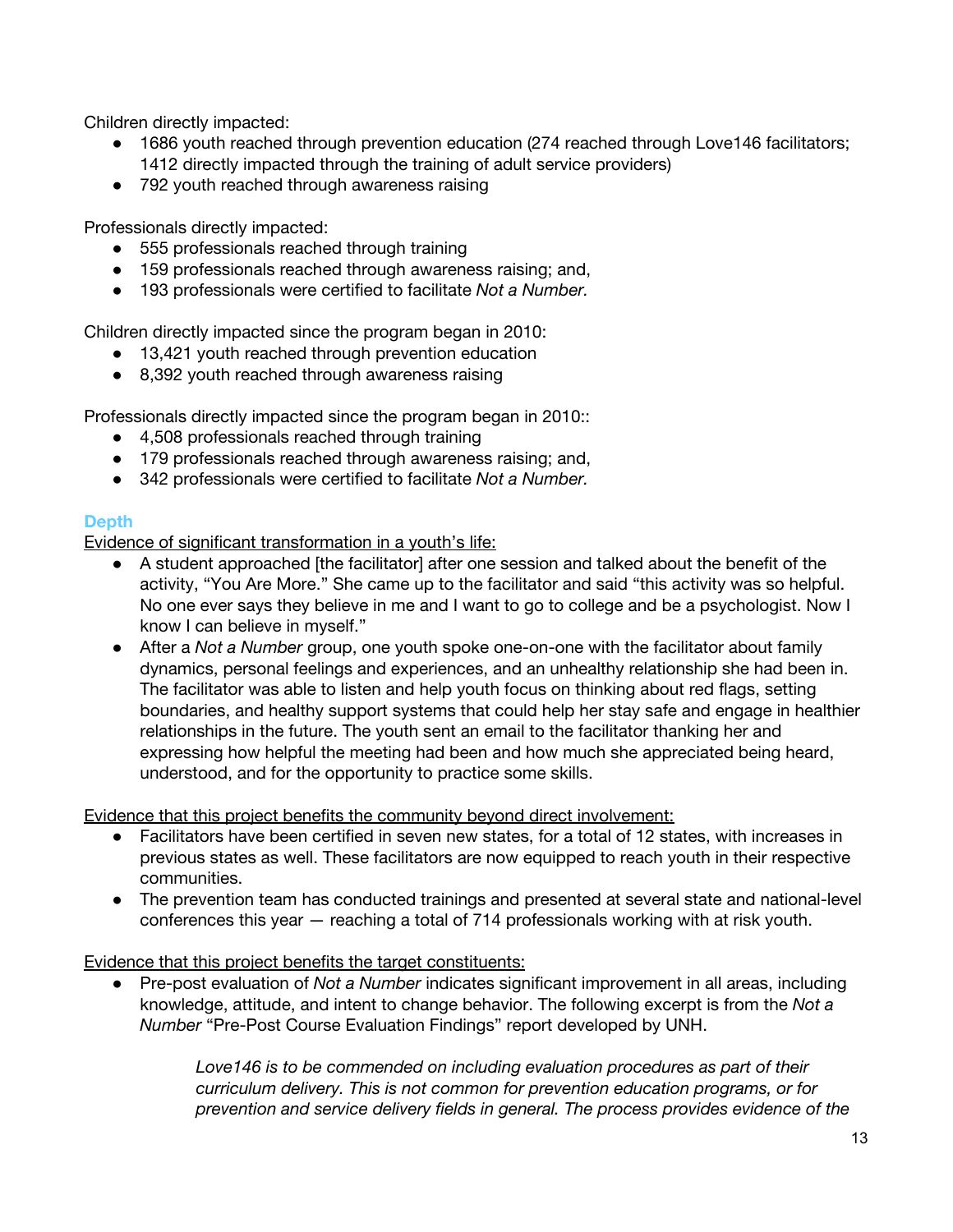Children directly impacted:

- 1686 youth reached through prevention education (274 reached through Love146 facilitators; 1412 directly impacted through the training of adult service providers)
- 792 youth reached through awareness raising

Professionals directly impacted:

- 555 professionals reached through training
- 159 professionals reached through awareness raising; and,
- 193 professionals were certified to facilitate *Not a Number.*

Children directly impacted since the program began in 2010:

- 13,421 youth reached through prevention education
- 8,392 youth reached through awareness raising

Professionals directly impacted since the program began in 2010::

- 4,508 professionals reached through training
- 179 professionals reached through awareness raising; and,
- 342 professionals were certified to facilitate *Not a Number.*

### Depth

<u>Evidence of significant transformation in a youth's life:</u>

- A student approached [the facilitator] after one session and talked about the benefit of the activity, "You Are More." She came up to the facilitator and said "this activity was so helpful. No one ever says they believe in me and I want to go to college and be a psychologist. Now I know I can believe in myself."
- After a *Not a Number* group, one youth spoke one-on-one with the facilitator about family dynamics, personal feelings and experiences, and an unhealthy relationship she had been in. The facilitator was able to listen and help youth focus on thinking about red flags, setting boundaries, and healthy support systems that could help her stay safe and engage in healthier relationships in the future. The youth sent an email to the facilitator thanking her and expressing how helpful the meeting had been and how much she appreciated being heard, understood, and for the opportunity to practice some skills.

<u>Evidence that this project benefits the community beyond direct involvement:</u>

- Facilitators have been certified in seven new states, for a total of 12 states, with increases in previous states as well. These facilitators are now equipped to reach youth in their respective communities.
- The prevention team has conducted trainings and presented at several state and national-level conferences this year — reaching a total of 714 professionals working with at risk youth.

<u>Evidence that this project benefits the target constituents:</u>

- Pre-post evaluation of *Not a Number* indicates significant improvement in all areas, including knowledge, attitude, and intent to change behavior. The following excerpt is from the *Not a Number* "Pre-Post Course Evaluation Findings" report developed by UNH.

> *Love146 is to be commended on including evaluation procedures as part of their curriculum delivery. This is not common for prevention education programs, or for prevention and service delivery fields in general. The process provides evidence of the*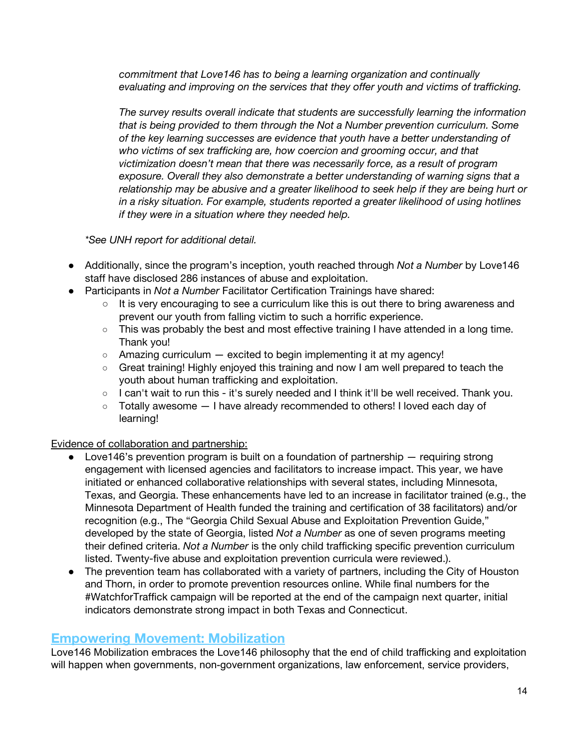*commitment that Love146 has to being a learning organization and continually evaluating and improving on the services that they offer youth and victims of trafficking.*

*The survey results overall indicate that students are successfully learning the information that is being provided to them through the Not a Number prevention curriculum. Some of the key learning successes are evidence that youth have a better understanding of who victims of sex trafficking are, how coercion and grooming occur, and that victimization doesn't mean that there was necessarily force, as a result of program exposure. Overall they also demonstrate a better understanding of warning signs that a relationship may be abusive and a greater likelihood to seek help if they are being hurt or in a risky situation. For example, students reported a greater likelihood of using hotlines if they were in a situation where they needed help.*

*\*See UNH report for additional detail.*

- Additionally, since the program's inception, youth reached through *Not a Number* by Love146 staff have disclosed 286 instances of abuse and exploitation.
- Participants in *Not a Number* Facilitator Certification Trainings have shared:
  - It is very encouraging to see a curriculum like this is out there to bring awareness and prevent our youth from falling victim to such a horrific experience.
  - This was probably the best and most effective training I have attended in a long time. Thank you!
  - Amazing curriculum — excited to begin implementing it at my agency!
  - Great training! Highly enjoyed this training and now I am well prepared to teach the youth about human trafficking and exploitation.
  - I can't wait to run this - it's surely needed and I think it'll be well received. Thank you.
  - Totally awesome — I have already recommended to others! I loved each day of learning!

<u>Evidence of collaboration and partnership:</u>

- Love146's prevention program is built on a foundation of partnership — requiring strong engagement with licensed agencies and facilitators to increase impact. This year, we have initiated or enhanced collaborative relationships with several states, including Minnesota, Texas, and Georgia. These enhancements have led to an increase in facilitator trained (e.g., the Minnesota Department of Health funded the training and certification of 38 facilitators) and/or recognition (e.g., The "Georgia Child Sexual Abuse and Exploitation Prevention Guide," developed by the state of Georgia, listed *Not a Number* as one of seven programs meeting their defined criteria. *Not a Number* is the only child trafficking specific prevention curriculum listed. Twenty-five abuse and exploitation prevention curricula were reviewed.).
- The prevention team has collaborated with a variety of partners, including the City of Houston and Thorn, in order to promote prevention resources online. While final numbers for the #WatchforTraffick campaign will be reported at the end of the campaign next quarter, initial indicators demonstrate strong impact in both Texas and Connecticut.

## Empowering Movement: Mobilization

Love146 Mobilization embraces the Love146 philosophy that the end of child trafficking and exploitation will happen when governments, non-government organizations, law enforcement, service providers,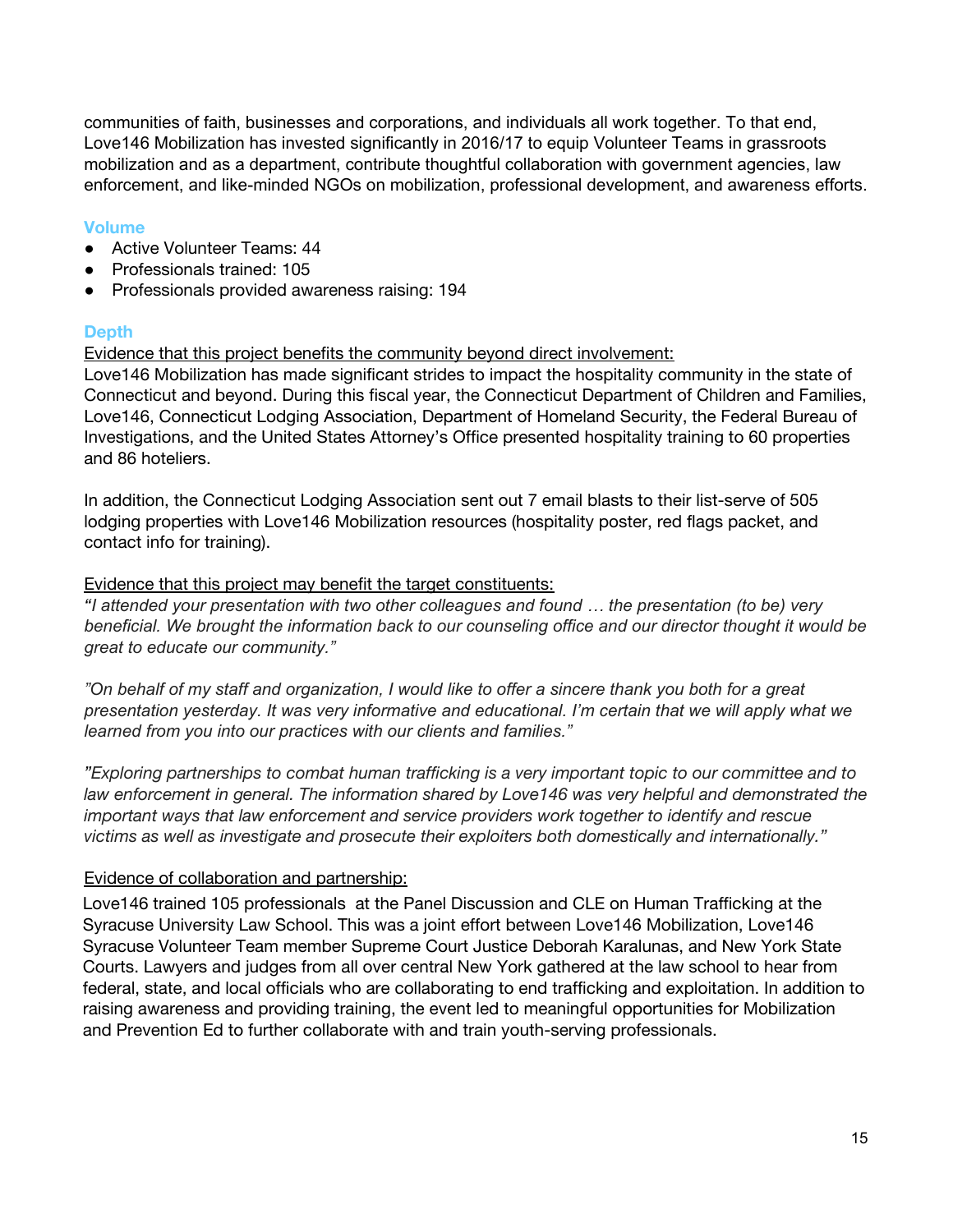communities of faith, businesses and corporations, and individuals all work together. To that end, Love146 Mobilization has invested significantly in 2016/17 to equip Volunteer Teams in grassroots mobilization and as a department, contribute thoughtful collaboration with government agencies, law enforcement, and like-minded NGOs on mobilization, professional development, and awareness efforts.

### Volume

- Active Volunteer Teams: 44
- Professionals trained: 105
- Professionals provided awareness raising: 194

### Depth

<u>Evidence that this project benefits the community beyond direct involvement:</u>

Love146 Mobilization has made significant strides to impact the hospitality community in the state of Connecticut and beyond. During this fiscal year, the Connecticut Department of Children and Families, Love146, Connecticut Lodging Association, Department of Homeland Security, the Federal Bureau of Investigations, and the United States Attorney's Office presented hospitality training to 60 properties and 86 hoteliers.

In addition, the Connecticut Lodging Association sent out 7 email blasts to their list-serve of 505 lodging properties with Love146 Mobilization resources (hospitality poster, red flags packet, and contact info for training).

<u>Evidence that this project may benefit the target constituents:</u>

*"I attended your presentation with two other colleagues and found … the presentation (to be) very beneficial. We brought the information back to our counseling office and our director thought it would be great to educate our community."*

*"On behalf of my staff and organization, I would like to offer a sincere thank you both for a great presentation yesterday. It was very informative and educational. I'm certain that we will apply what we learned from you into our practices with our clients and families."*

*"Exploring partnerships to combat human trafficking is a very important topic to our committee and to law enforcement in general. The information shared by Love146 was very helpful and demonstrated the important ways that law enforcement and service providers work together to identify and rescue victims as well as investigate and prosecute their exploiters both domestically and internationally."*

<u>Evidence of collaboration and partnership:</u>

Love146 trained 105 professionals at the Panel Discussion and CLE on Human Trafficking at the Syracuse University Law School. This was a joint effort between Love146 Mobilization, Love146 Syracuse Volunteer Team member Supreme Court Justice Deborah Karalunas, and New York State Courts. Lawyers and judges from all over central New York gathered at the law school to hear from federal, state, and local officials who are collaborating to end trafficking and exploitation. In addition to raising awareness and providing training, the event led to meaningful opportunities for Mobilization and Prevention Ed to further collaborate with and train youth-serving professionals.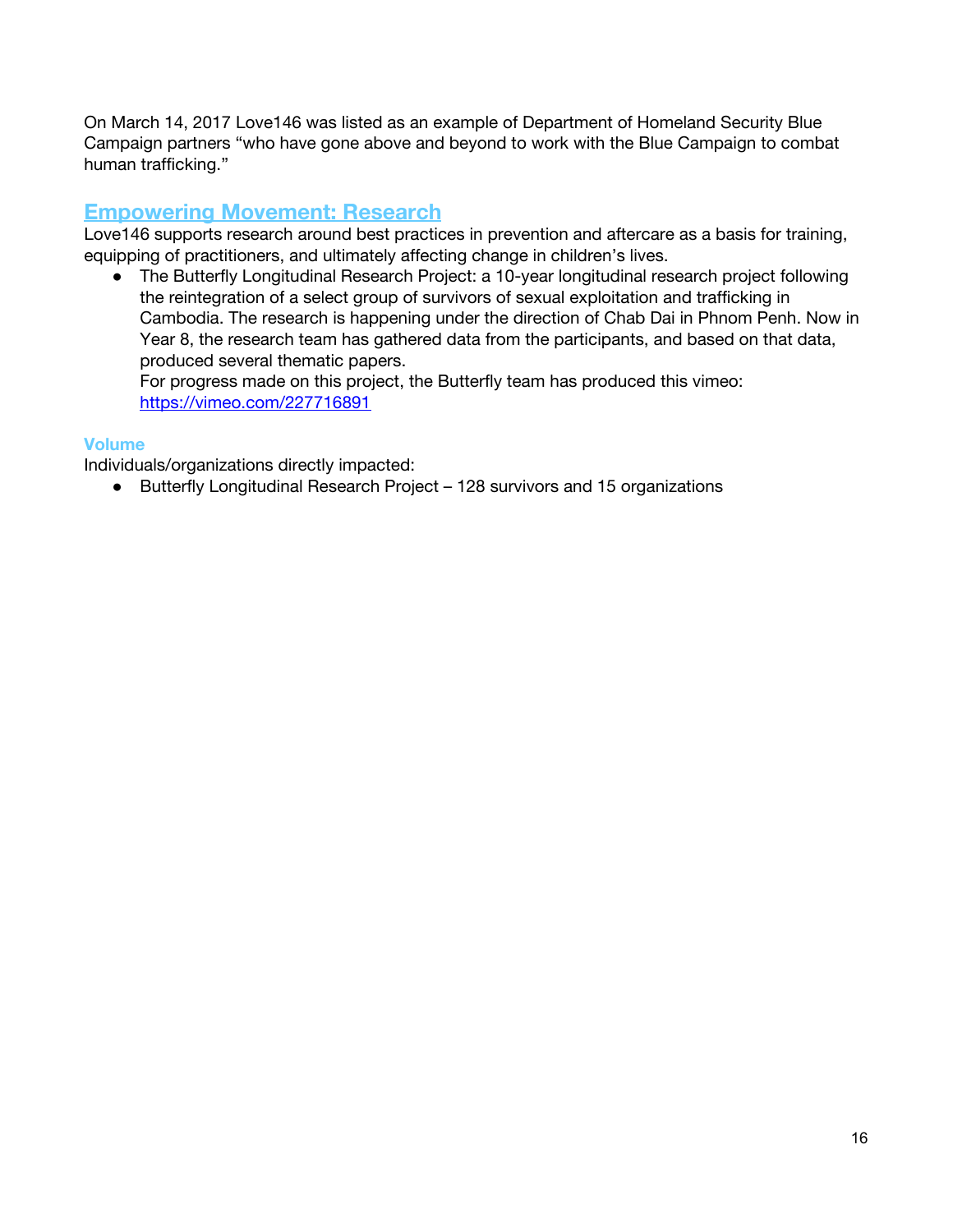On March 14, 2017 Love146 was listed as an example of Department of Homeland Security Blue Campaign partners "who have gone above and beyond to work with the Blue Campaign to combat human trafficking."

## Empowering Movement: Research

Love146 supports research around best practices in prevention and aftercare as a basis for training, equipping of practitioners, and ultimately affecting change in children's lives.

- The Butterfly Longitudinal Research Project: a 10-year longitudinal research project following the reintegration of a select group of survivors of sexual exploitation and trafficking in Cambodia. The research is happening under the direction of Chab Dai in Phnom Penh. Now in Year 8, the research team has gathered data from the participants, and based on that data, produced several thematic papers.
  For progress made on this project, the Butterfly team has produced this vimeo: https://vimeo.com/227716891

### Volume

Individuals/organizations directly impacted:

- Butterfly Longitudinal Research Project – 128 survivors and 15 organizations